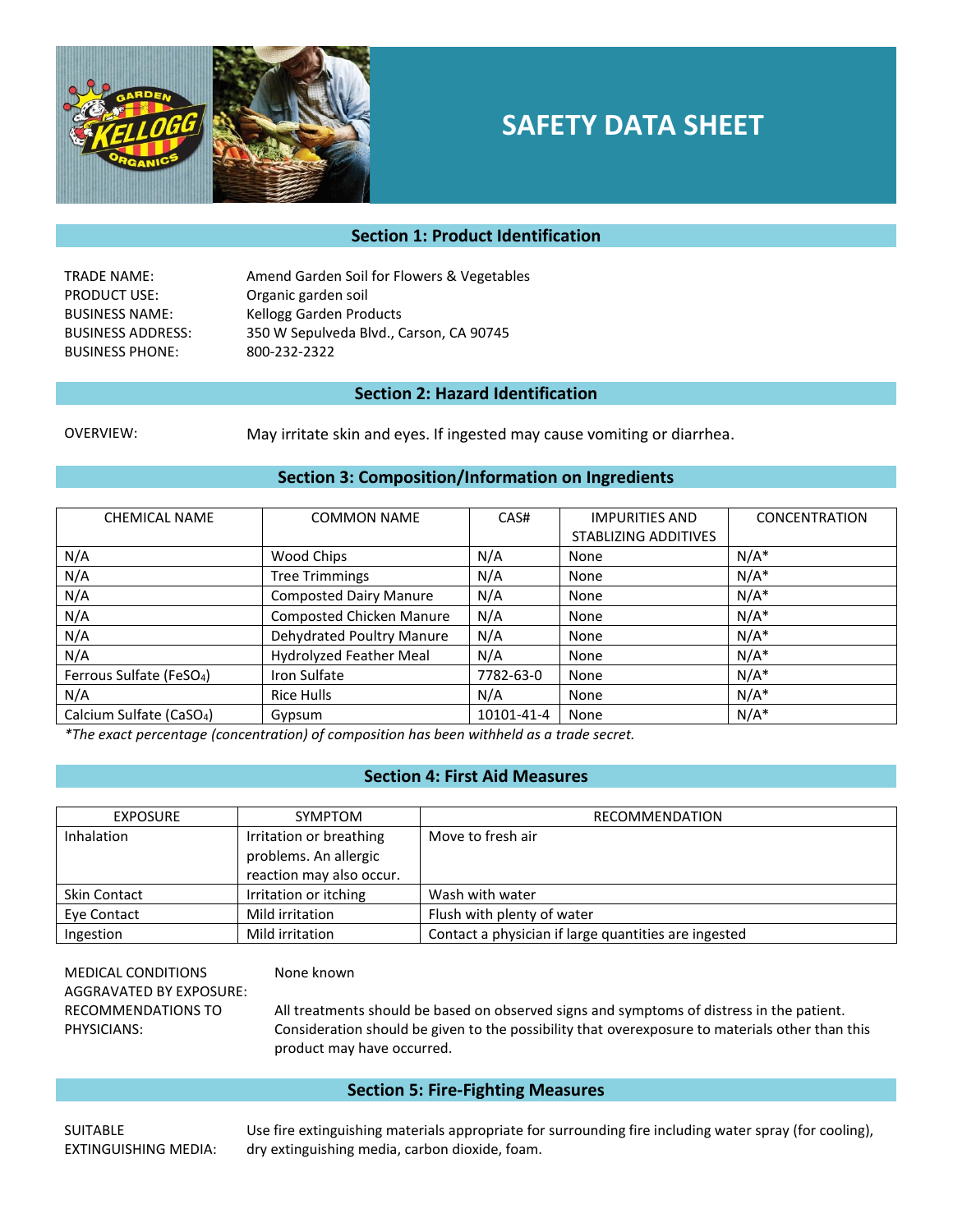# SAFETY DATA SHEET

## Section 1: Product Identification

TRADE NAME: Amend Garden Soil for Flowers & Vegetables
PRODUCT USE: Organic garden soil
BUSINESS NAME: Kellogg Garden Products
BUSINESS ADDRESS: 350 W Sepulveda Blvd., Carson, CA 90745
BUSINESS PHONE: 800-232-2322

## Section 2: Hazard Identification

OVERVIEW: May irritate skin and eyes. If ingested may cause vomiting or diarrhea.

## Section 3: Composition/Information on Ingredients

| CHEMICAL NAME | COMMON NAME | CAS# | IMPURITIES AND STABLIZING ADDITIVES | CONCENTRATION |
|---|---|---|---|---|
| N/A | Wood Chips | N/A | None | N/A* |
| N/A | Tree Trimmings | N/A | None | N/A* |
| N/A | Composted Dairy Manure | N/A | None | N/A* |
| N/A | Composted Chicken Manure | N/A | None | N/A* |
| N/A | Dehydrated Poultry Manure | N/A | None | N/A* |
| N/A | Hydrolyzed Feather Meal | N/A | None | N/A* |
| Ferrous Sulfate ($FeSO_4$) | Iron Sulfate | 7782-63-0 | None | N/A* |
| N/A | Rice Hulls | N/A | None | N/A* |
| Calcium Sulfate ($CaSO_4$) | Gypsum | 10101-41-4 | None | N/A* |

*The exact percentage (concentration) of composition has been withheld as a trade secret.*

## Section 4: First Aid Measures

| EXPOSURE | SYMPTOM | RECOMMENDATION |
|---|---|---|
| Inhalation | Irritation or breathing problems. An allergic reaction may also occur. | Move to fresh air |
| Skin Contact | Irritation or itching | Wash with water |
| Eye Contact | Mild irritation | Flush with plenty of water |
| Ingestion | Mild irritation | Contact a physician if large quantities are ingested |

MEDICAL CONDITIONS AGGRAVATED BY EXPOSURE: None known

RECOMMENDATIONS TO PHYSICIANS: All treatments should be based on observed signs and symptoms of distress in the patient. Consideration should be given to the possibility that overexposure to materials other than this product may have occurred.

## Section 5: Fire-Fighting Measures

SUITABLE EXTINGUISHING MEDIA: Use fire extinguishing materials appropriate for surrounding fire including water spray (for cooling), dry extinguishing media, carbon dioxide, foam.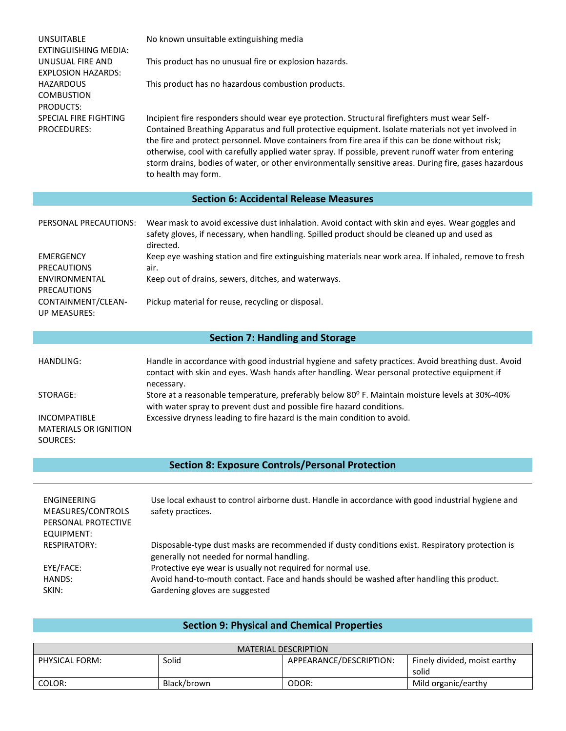| | |
|---|---|
| UNSUITABLE EXTINGUISHING MEDIA: | No known unsuitable extinguishing media |
| UNUSUAL FIRE AND EXPLOSION HAZARDS: | This product has no unusual fire or explosion hazards. |
| HAZARDOUS COMBUSTION PRODUCTS: | This product has no hazardous combustion products. |
| SPECIAL FIRE FIGHTING PROCEDURES: | Incipient fire responders should wear eye protection. Structural firefighters must wear Self-Contained Breathing Apparatus and full protective equipment. Isolate materials not yet involved in the fire and protect personnel. Move containers from fire area if this can be done without risk; otherwise, cool with carefully applied water spray. If possible, prevent runoff water from entering storm drains, bodies of water, or other environmentally sensitive areas. During fire, gases hazardous to health may form. |

## Section 6: Accidental Release Measures

| | |
|---|---|
| PERSONAL PRECAUTIONS: | Wear mask to avoid excessive dust inhalation. Avoid contact with skin and eyes. Wear goggles and safety gloves, if necessary, when handling. Spilled product should be cleaned up and used as directed. |
| EMERGENCY PRECAUTIONS | Keep eye washing station and fire extinguishing materials near work area. If inhaled, remove to fresh air. |
| ENVIRONMENTAL PRECAUTIONS | Keep out of drains, sewers, ditches, and waterways. |
| CONTAINMENT/CLEAN-UP MEASURES: | Pickup material for reuse, recycling or disposal. |

## Section 7: Handling and Storage

| | |
|---|---|
| HANDLING: | Handle in accordance with good industrial hygiene and safety practices. Avoid breathing dust. Avoid contact with skin and eyes. Wash hands after handling. Wear personal protective equipment if necessary. |
| STORAGE: | Store at a reasonable temperature, preferably below 80° F. Maintain moisture levels at 30%-40% with water spray to prevent dust and possible fire hazard conditions. |
| INCOMPATIBLE MATERIALS OR IGNITION SOURCES: | Excessive dryness leading to fire hazard is the main condition to avoid. |

## Section 8: Exposure Controls/Personal Protection

| | |
|---|---|
| ENGINEERING MEASURES/CONTROLS | Use local exhaust to control airborne dust. Handle in accordance with good industrial hygiene and safety practices. |
| PERSONAL PROTECTIVE EQUIPMENT: | |
| RESPIRATORY: | Disposable-type dust masks are recommended if dusty conditions exist. Respiratory protection is generally not needed for normal handling. |
| EYE/FACE: | Protective eye wear is usually not required for normal use. |
| HANDS: | Avoid hand-to-mouth contact. Face and hands should be washed after handling this product. |
| SKIN: | Gardening gloves are suggested |

## Section 9: Physical and Chemical Properties

| MATERIAL DESCRIPTION | | | |
|---|---|---|---|
| PHYSICAL FORM: | Solid | APPEARANCE/DESCRIPTION: | Finely divided, moist earthy solid |
| COLOR: | Black/brown | ODOR: | Mild organic/earthy |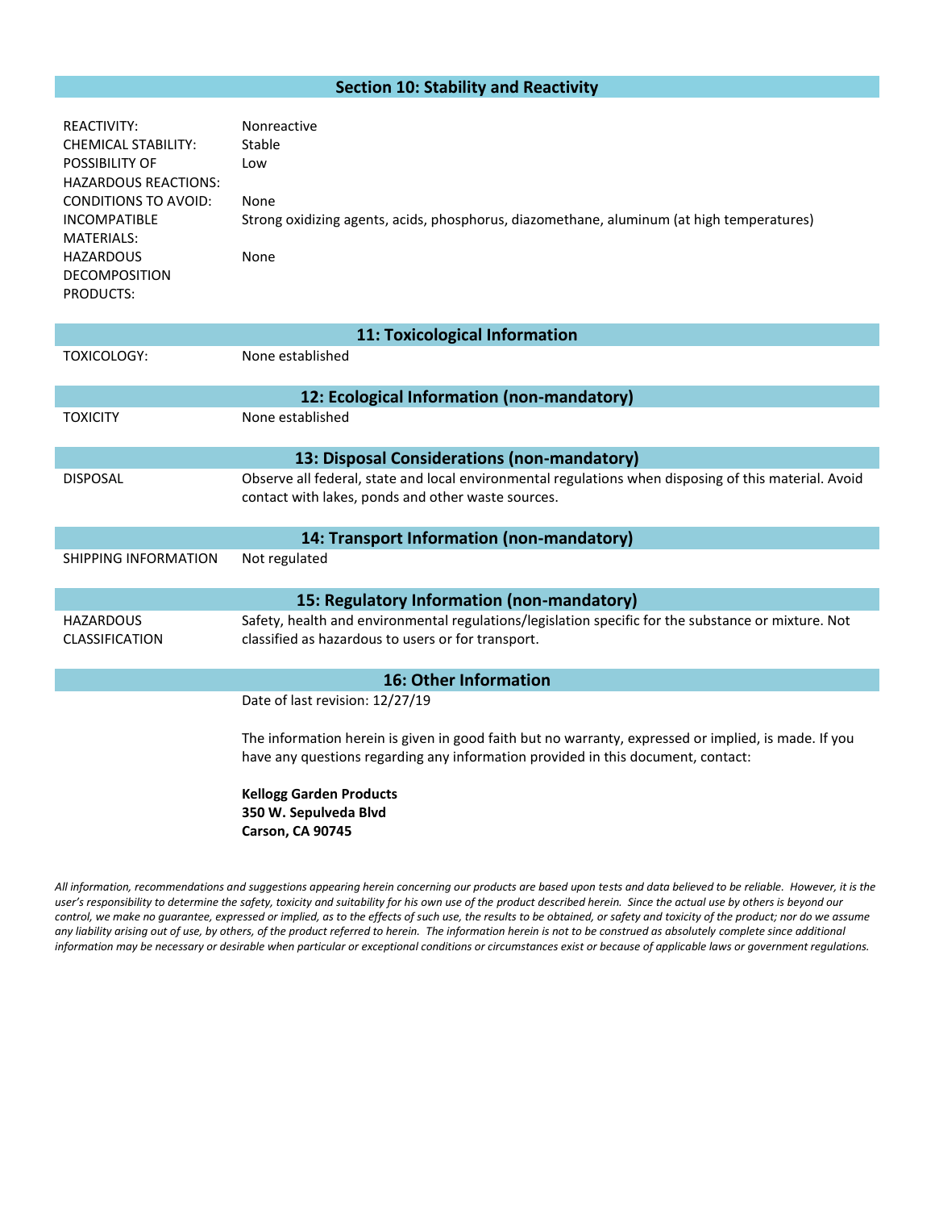## Section 10: Stability and Reactivity

| | |
|---|---|
| REACTIVITY: | Nonreactive |
| CHEMICAL STABILITY: | Stable |
| POSSIBILITY OF HAZARDOUS REACTIONS: | Low |
| CONDITIONS TO AVOID: | None |
| INCOMPATIBLE MATERIALS: | Strong oxidizing agents, acids, phosphorus, diazomethane, aluminum (at high temperatures) |
| HAZARDOUS DECOMPOSITION PRODUCTS: | None |

## 11: Toxicological Information

| | |
|---|---|
| TOXICOLOGY: | None established |

## 12: Ecological Information (non-mandatory)

| | |
|---|---|
| TOXICITY | None established |

## 13: Disposal Considerations (non-mandatory)

| | |
|---|---|
| DISPOSAL | Observe all federal, state and local environmental regulations when disposing of this material. Avoid contact with lakes, ponds and other waste sources. |

## 14: Transport Information (non-mandatory)

| | |
|---|---|
| SHIPPING INFORMATION | Not regulated |

## 15: Regulatory Information (non-mandatory)

| | |
|---|---|
| HAZARDOUS CLASSIFICATION | Safety, health and environmental regulations/legislation specific for the substance or mixture. Not classified as hazardous to users or for transport. |

## 16: Other Information

Date of last revision: 12/27/19

The information herein is given in good faith but no warranty, expressed or implied, is made. If you have any questions regarding any information provided in this document, contact:

**Kellogg Garden Products**
**350 W. Sepulveda Blvd**
**Carson, CA 90745**

*All information, recommendations and suggestions appearing herein concerning our products are based upon tests and data believed to be reliable. However, it is the user's responsibility to determine the safety, toxicity and suitability for his own use of the product described herein. Since the actual use by others is beyond our control, we make no guarantee, expressed or implied, as to the effects of such use, the results to be obtained, or safety and toxicity of the product; nor do we assume any liability arising out of use, by others, of the product referred to herein. The information herein is not to be construed as absolutely complete since additional information may be necessary or desirable when particular or exceptional conditions or circumstances exist or because of applicable laws or government regulations.*